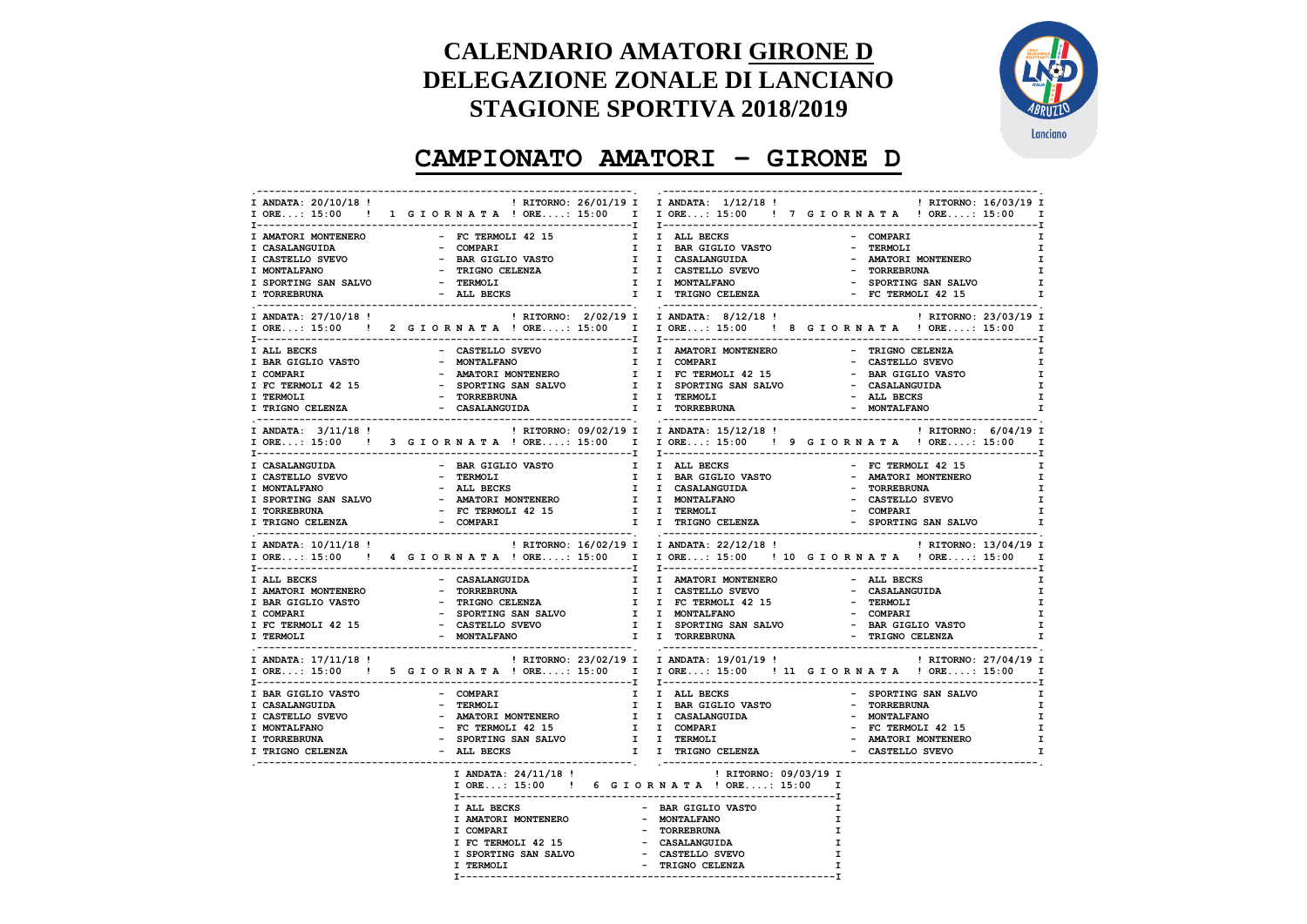# CALENDARIO AMATORI GIRONE D
# DELEGAZIONE ZONALE DI LANCIANO
# STAGIONE SPORTIVA 2018/2019

## CAMPIONATO AMATORI – GIRONE D

### 1 GIORNATA
ANDATA: 20/10/18 – ORE: 15:00 | RITORNO: 26/01/19 – ORE: 15:00

| Casa | | Ospite |
|---|---|---|
| AMATORI MONTENERO | - | FC TERMOLI 42 15 |
| CASALANGUIDA | - | COMPARI |
| CASTELLO SVEVO | - | BAR GIGLIO VASTO |
| MONTALFANO | - | TRIGNO CELENZA |
| SPORTING SAN SALVO | - | TERMOLI |
| TORREBRUNA | - | ALL BECKS |

### 2 GIORNATA
ANDATA: 27/10/18 – ORE: 15:00 | RITORNO: 2/02/19 – ORE: 15:00

| Casa | | Ospite |
|---|---|---|
| ALL BECKS | - | CASTELLO SVEVO |
| BAR GIGLIO VASTO | - | MONTALFANO |
| COMPARI | - | AMATORI MONTENERO |
| FC TERMOLI 42 15 | - | SPORTING SAN SALVO |
| TERMOLI | - | TORREBRUNA |
| TRIGNO CELENZA | - | CASALANGUIDA |

### 3 GIORNATA
ANDATA: 3/11/18 – ORE: 15:00 | RITORNO: 09/02/19 – ORE: 15:00

| Casa | | Ospite |
|---|---|---|
| CASALANGUIDA | - | BAR GIGLIO VASTO |
| CASTELLO SVEVO | - | TERMOLI |
| MONTALFANO | - | ALL BECKS |
| SPORTING SAN SALVO | - | AMATORI MONTENERO |
| TORREBRUNA | - | FC TERMOLI 42 15 |
| TRIGNO CELENZA | - | COMPARI |

### 4 GIORNATA
ANDATA: 10/11/18 – ORE: 15:00 | RITORNO: 16/02/19 – ORE: 15:00

| Casa | | Ospite |
|---|---|---|
| ALL BECKS | - | CASALANGUIDA |
| AMATORI MONTENERO | - | TORREBRUNA |
| BAR GIGLIO VASTO | - | TRIGNO CELENZA |
| COMPARI | - | SPORTING SAN SALVO |
| FC TERMOLI 42 15 | - | CASTELLO SVEVO |
| TERMOLI | - | MONTALFANO |

### 5 GIORNATA
ANDATA: 17/11/18 – ORE: 15:00 | RITORNO: 23/02/19 – ORE: 15:00

| Casa | | Ospite |
|---|---|---|
| BAR GIGLIO VASTO | - | COMPARI |
| CASALANGUIDA | - | TERMOLI |
| CASTELLO SVEVO | - | AMATORI MONTENERO |
| MONTALFANO | - | FC TERMOLI 42 15 |
| TORREBRUNA | - | SPORTING SAN SALVO |
| TRIGNO CELENZA | - | ALL BECKS |

### 6 GIORNATA
ANDATA: 24/11/18 – ORE: 15:00 | RITORNO: 09/03/19 – ORE: 15:00

| Casa | | Ospite |
|---|---|---|
| ALL BECKS | - | BAR GIGLIO VASTO |
| AMATORI MONTENERO | - | MONTALFANO |
| COMPARI | - | TORREBRUNA |
| FC TERMOLI 42 15 | - | CASALANGUIDA |
| SPORTING SAN SALVO | - | CASTELLO SVEVO |
| TERMOLI | - | TRIGNO CELENZA |

### 7 GIORNATA
ANDATA: 1/12/18 – ORE: 15:00 | RITORNO: 16/03/19 – ORE: 15:00

| Casa | | Ospite |
|---|---|---|
| ALL BECKS | - | COMPARI |
| BAR GIGLIO VASTO | - | TERMOLI |
| CASALANGUIDA | - | AMATORI MONTENERO |
| CASTELLO SVEVO | - | TORREBRUNA |
| MONTALFANO | - | SPORTING SAN SALVO |
| TRIGNO CELENZA | - | FC TERMOLI 42 15 |

### 8 GIORNATA
ANDATA: 8/12/18 – ORE: 15:00 | RITORNO: 23/03/19 – ORE: 15:00

| Casa | | Ospite |
|---|---|---|
| AMATORI MONTENERO | - | TRIGNO CELENZA |
| COMPARI | - | CASTELLO SVEVO |
| FC TERMOLI 42 15 | - | BAR GIGLIO VASTO |
| SPORTING SAN SALVO | - | CASALANGUIDA |
| TERMOLI | - | ALL BECKS |
| TORREBRUNA | - | MONTALFANO |

### 9 GIORNATA
ANDATA: 15/12/18 – ORE: 15:00 | RITORNO: 6/04/19 – ORE: 15:00

| Casa | | Ospite |
|---|---|---|
| ALL BECKS | - | FC TERMOLI 42 15 |
| BAR GIGLIO VASTO | - | AMATORI MONTENERO |
| CASALANGUIDA | - | TORREBRUNA |
| MONTALFANO | - | CASTELLO SVEVO |
| TERMOLI | - | COMPARI |
| TRIGNO CELENZA | - | SPORTING SAN SALVO |

### 10 GIORNATA
ANDATA: 22/12/18 – ORE: 15:00 | RITORNO: 13/04/19 – ORE: 15:00

| Casa | | Ospite |
|---|---|---|
| AMATORI MONTENERO | - | ALL BECKS |
| CASTELLO SVEVO | - | CASALANGUIDA |
| FC TERMOLI 42 15 | - | TERMOLI |
| MONTALFANO | - | COMPARI |
| SPORTING SAN SALVO | - | BAR GIGLIO VASTO |
| TORREBRUNA | - | TRIGNO CELENZA |

### 11 GIORNATA
ANDATA: 19/01/19 – ORE: 15:00 | RITORNO: 27/04/19 – ORE: 15:00

| Casa | | Ospite |
|---|---|---|
| ALL BECKS | - | SPORTING SAN SALVO |
| BAR GIGLIO VASTO | - | TORREBRUNA |
| CASALANGUIDA | - | MONTALFANO |
| COMPARI | - | FC TERMOLI 42 15 |
| TERMOLI | - | AMATORI MONTENERO |
| TRIGNO CELENZA | - | CASTELLO SVEVO |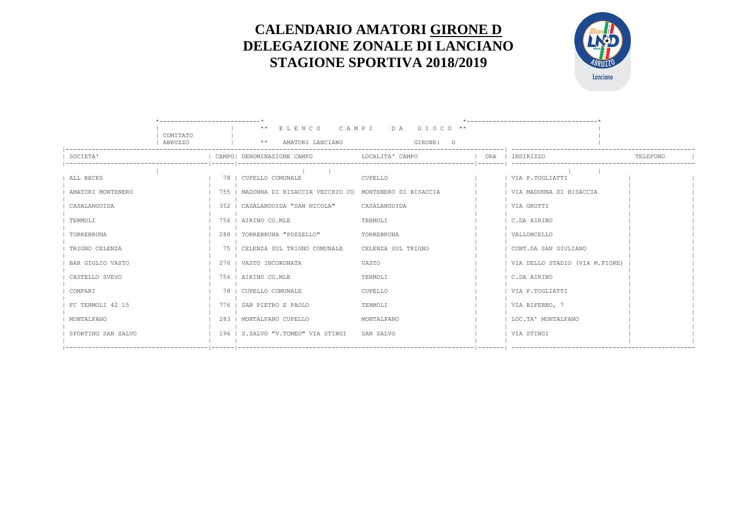# CALENDARIO AMATORI GIRONE D
# DELEGAZIONE ZONALE DI LANCIANO
# STAGIONE SPORTIVA 2018/2019

COMITATO ABRUZZO

\*\* E L E N C O C A M P I D A G I O C O \*\*

\*\* AMATORI LANCIANO GIRONE: D

| SOCIETA' | CAMPO | DENOMINAZIONE CAMPO | LOCALITA' CAMPO | ORA | INDIRIZZO | TELEFONO |
|---|---|---|---|---|---|---|
| ALL BECKS | 78 | CUPELLO COMUNALE | CUPELLO | | VIA P.TOGLIATTI | |
| AMATORI MONTENERO | 755 | MADONNA DI BISACCIA VECCHIO CO | MONTENERO DI BISACCIA | | VIA MADONNA DI BISACCIA | |
| CASALANGUIDA | 352 | CASALANGUIDA "SAN NICOLA" | CASALANGUIDA | | VIA GROTTI | |
| TERMOLI | 756 | AIRINO CO.MLE | TERMOLI | | C.DA AIRINO | |
| TORREBRUNA | 288 | TORREBRUNA "POZZELLO" | TORREBRUNA | | VALLONCELLO | |
| TRIGNO CELENZA | 75 | CELENZA SUL TRIGNO COMUNALE | CELENZA SUL TRIGNO | | CONT.DA SAN GIULIANO | |
| BAR GIGLIO VASTO | 276 | VASTO INCORONATA | VASTO | | VIA DELLO STADIO (VIA M.FIORE) | |
| CASTELLO SVEVO | 756 | AIRINO CO.MLE | TERMOLI | | C.DA AIRINO | |
| COMPARI | 78 | CUPELLO COMUNALE | CUPELLO | | VIA P.TOGLIATTI | |
| FC TERMOLI 42 15 | 776 | SAN PIETRO E PAOLO | TERMOLI | | VIA BIFERNO, 7 | |
| MONTALFANO | 283 | MONTALFANO CUPELLO | MONTALFANO | | LOC.TA' MONTALFANO | |
| SPORTING SAN SALVO | 196 | S.SALVO "V.TOMEO" VIA STINGI | SAN SALVO | | VIA STINGI | |